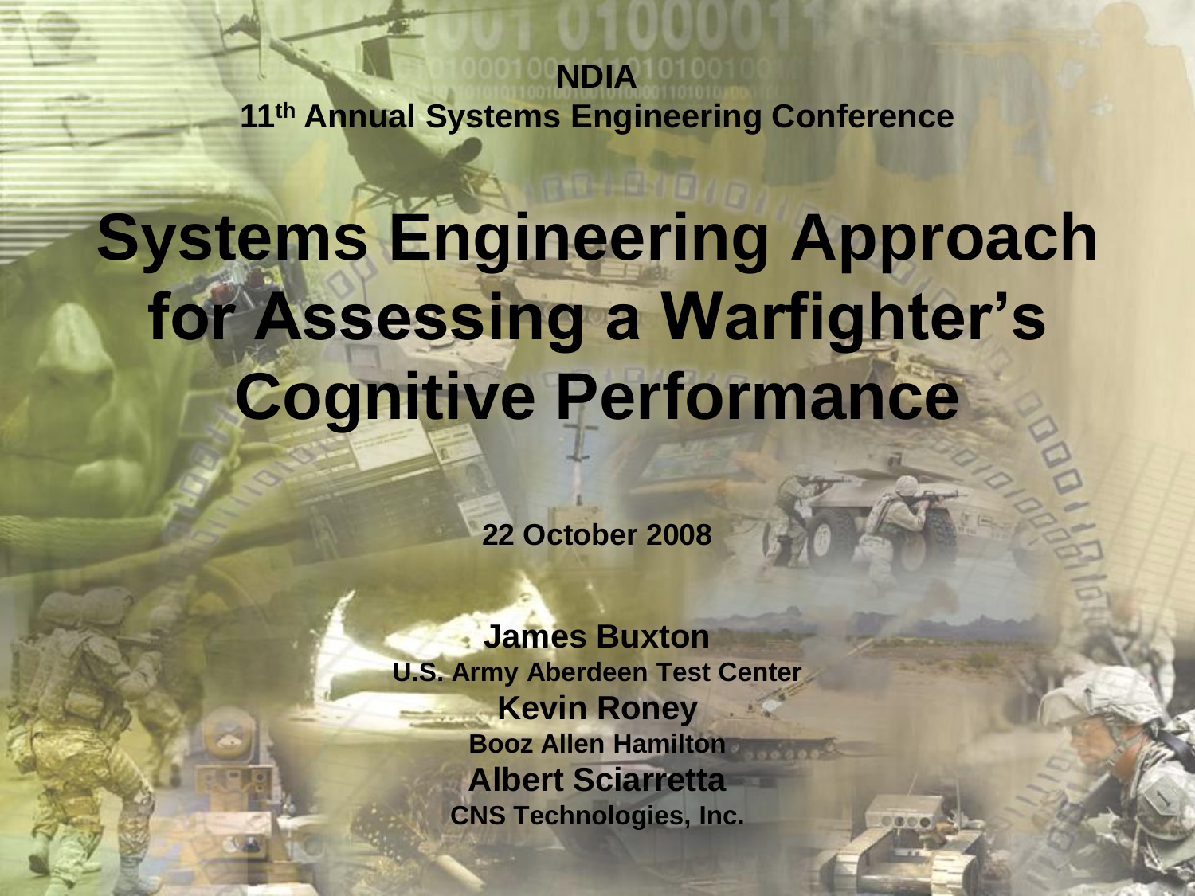NDIA
11th Annual Systems Engineering Conference

# Systems Engineering Approach for Assessing a Warfighter's Cognitive Performance

22 October 2008

**James Buxton**
U.S. Army Aberdeen Test Center
**Kevin Roney**
Booz Allen Hamilton
**Albert Sciarretta**
CNS Technologies, Inc.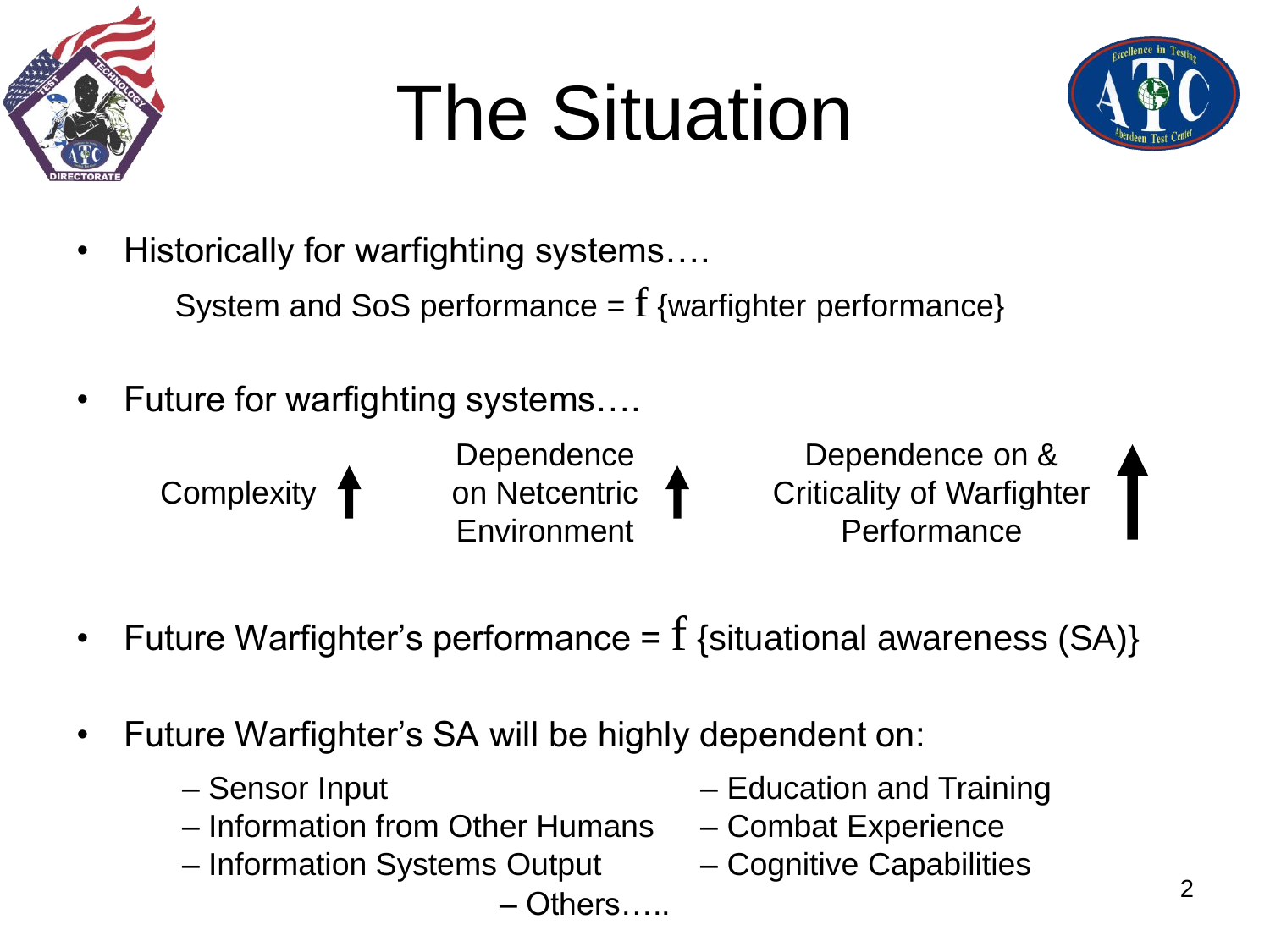# The Situation

- Historically for warfighting systems….

  System and SoS performance = $f$ {warfighter performance}

- Future for warfighting systems….

  Complexity ↑ Dependence on Netcentric Environment ↑ Dependence on & Criticality of Warfighter Performance ↑

- Future Warfighter's performance = $f$ {situational awareness (SA)}

- Future Warfighter's SA will be highly dependent on:
  - Sensor Input
  - Information from Other Humans
  - Information Systems Output
  - Education and Training
  - Combat Experience
  - Cognitive Capabilities
  - Others…..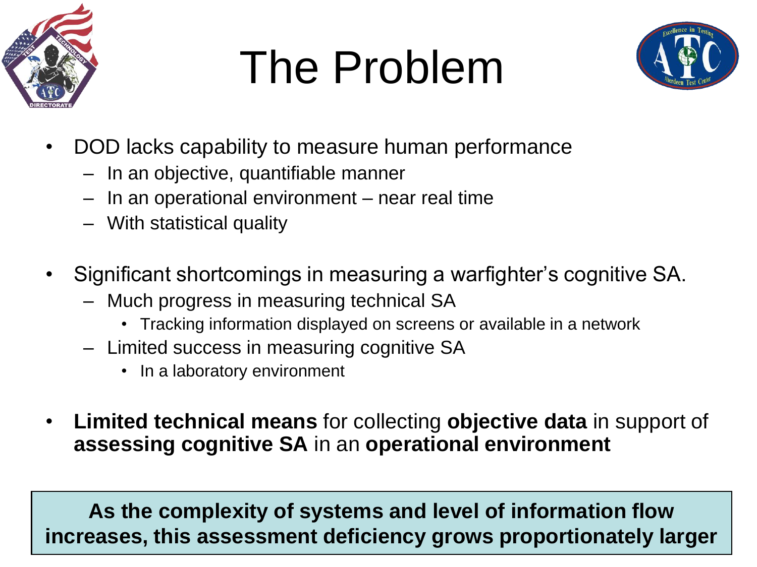# The Problem

- DOD lacks capability to measure human performance
  - In an objective, quantifiable manner
  - In an operational environment – near real time
  - With statistical quality
- Significant shortcomings in measuring a warfighter's cognitive SA.
  - Much progress in measuring technical SA
    - Tracking information displayed on screens or available in a network
  - Limited success in measuring cognitive SA
    - In a laboratory environment
- **Limited technical means** for collecting **objective data** in support of **assessing cognitive SA** in an **operational environment**

**As the complexity of systems and level of information flow increases, this assessment deficiency grows proportionately larger**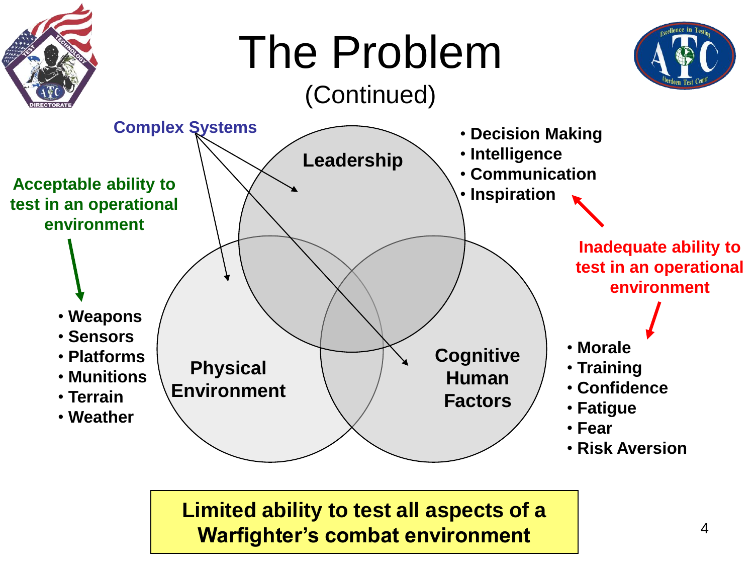# The Problem

(Continued)

**Complex Systems**

**Leadership**

- **Decision Making**
- **Intelligence**
- **Communication**
- **Inspiration**

**Acceptable ability to test in an operational environment**

- **Weapons**
- **Sensors**
- **Platforms**
- **Munitions**
- **Terrain**
- **Weather**

**Physical Environment**

**Cognitive Human Factors**

**Inadequate ability to test in an operational environment**

- **Morale**
- **Training**
- **Confidence**
- **Fatigue**
- **Fear**
- **Risk Aversion**

**Limited ability to test all aspects of a Warfighter's combat environment**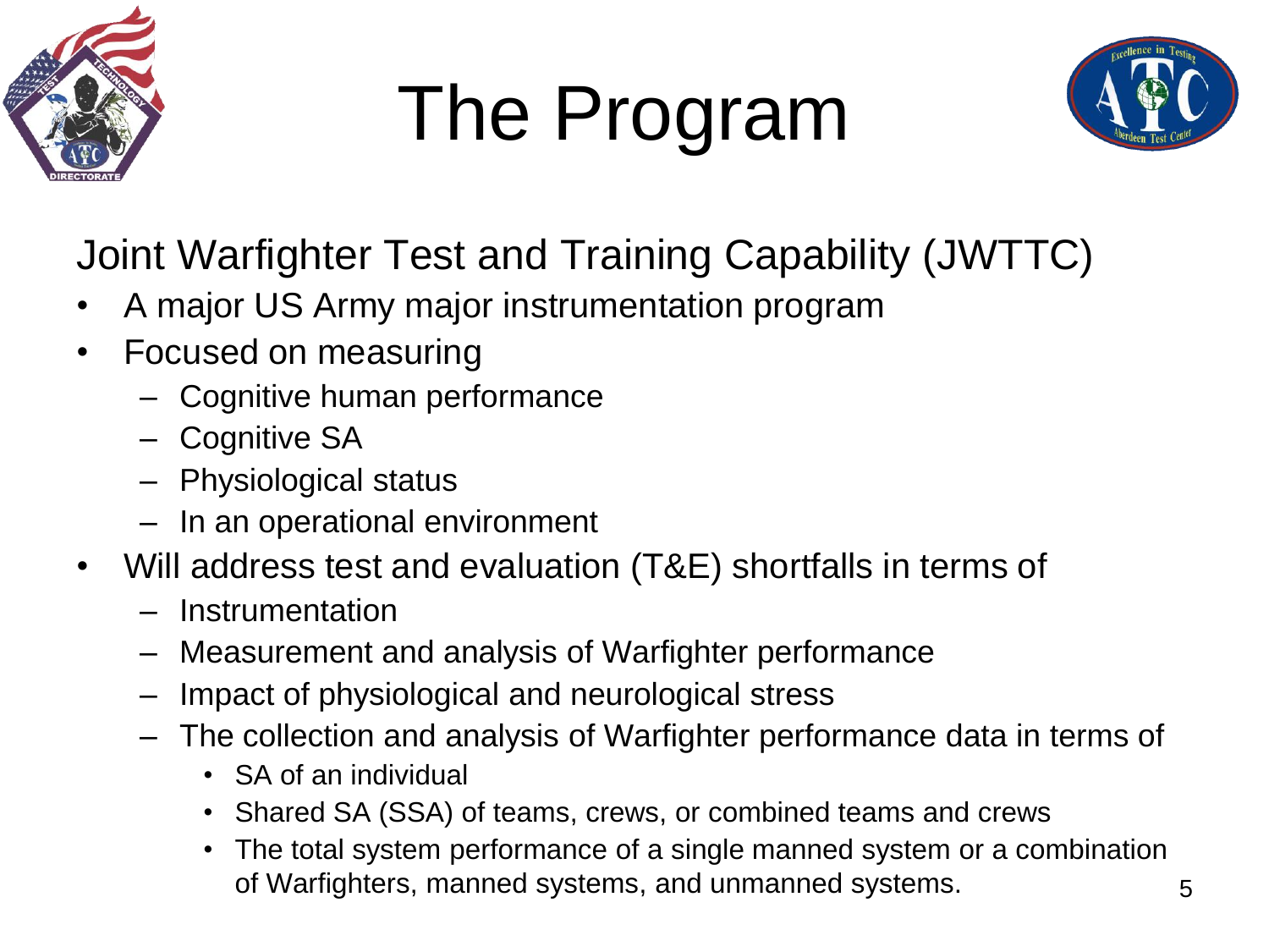# The Program

Joint Warfighter Test and Training Capability (JWTTC)

- A major US Army major instrumentation program
- Focused on measuring
  - Cognitive human performance
  - Cognitive SA
  - Physiological status
  - In an operational environment
- Will address test and evaluation (T&E) shortfalls in terms of
  - Instrumentation
  - Measurement and analysis of Warfighter performance
  - Impact of physiological and neurological stress
  - The collection and analysis of Warfighter performance data in terms of
    - SA of an individual
    - Shared SA (SSA) of teams, crews, or combined teams and crews
    - The total system performance of a single manned system or a combination of Warfighters, manned systems, and unmanned systems.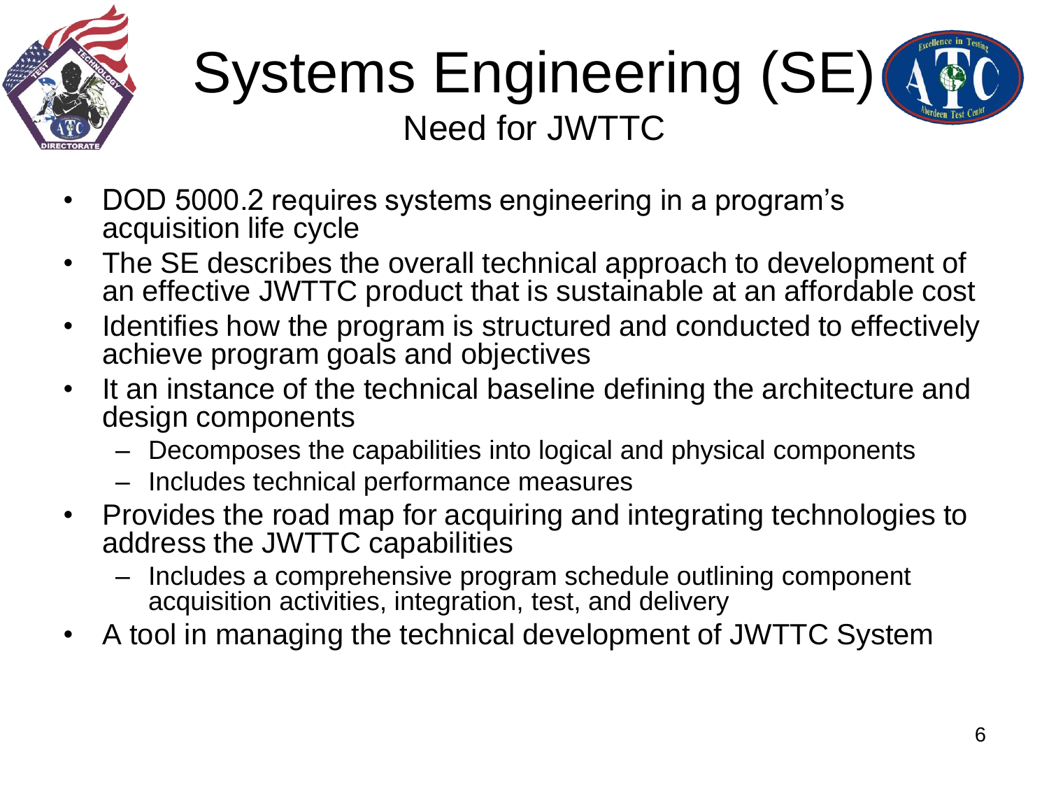# Systems Engineering (SE)

## Need for JWTTC

- DOD 5000.2 requires systems engineering in a program's acquisition life cycle
- The SE describes the overall technical approach to development of an effective JWTTC product that is sustainable at an affordable cost
- Identifies how the program is structured and conducted to effectively achieve program goals and objectives
- It an instance of the technical baseline defining the architecture and design components
  - Decomposes the capabilities into logical and physical components
  - Includes technical performance measures
- Provides the road map for acquiring and integrating technologies to address the JWTTC capabilities
  - Includes a comprehensive program schedule outlining component acquisition activities, integration, test, and delivery
- A tool in managing the technical development of JWTTC System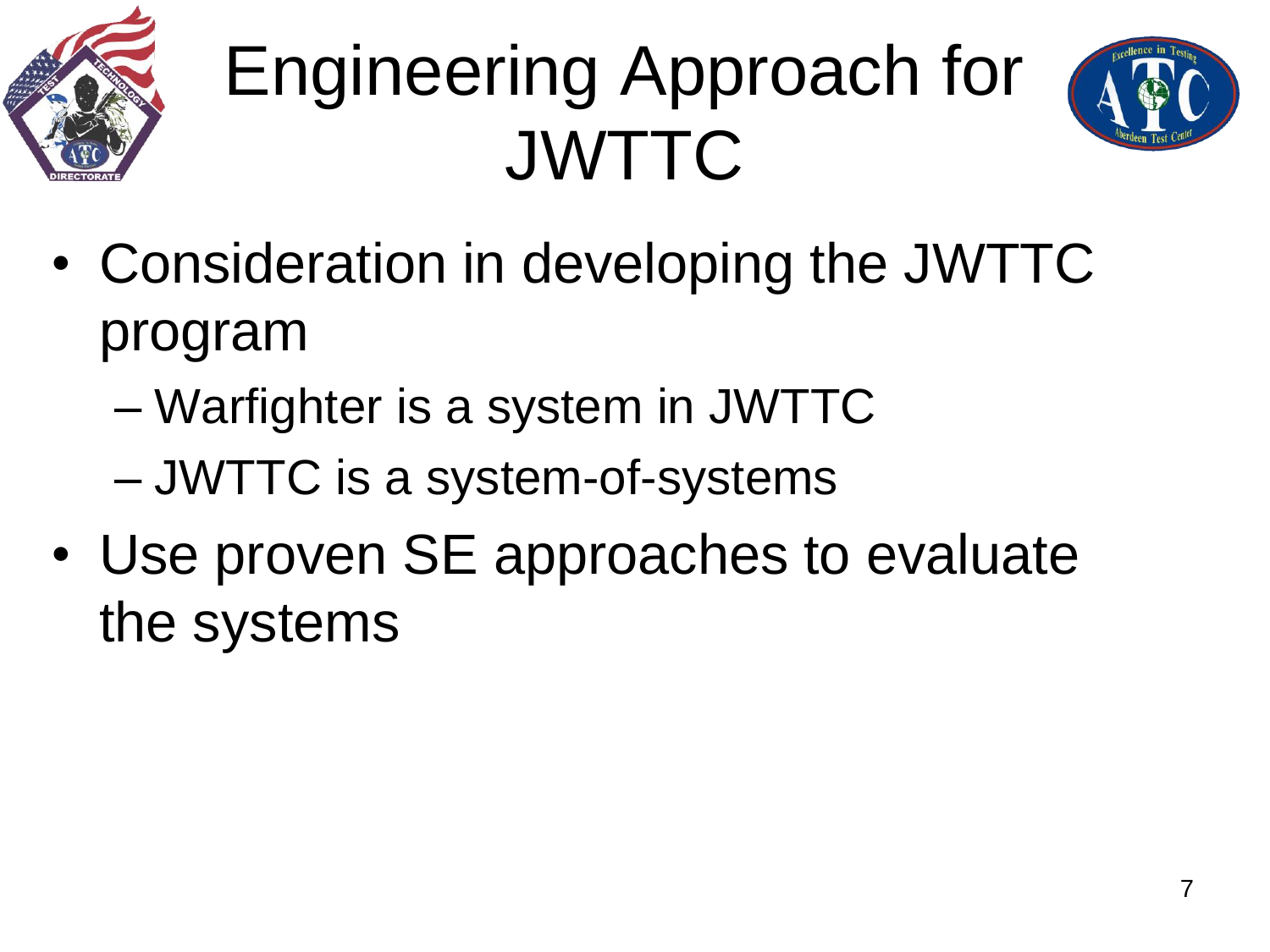# Engineering Approach for JWTTC

- Consideration in developing the JWTTC program
  - Warfighter is a system in JWTTC
  - JWTTC is a system-of-systems
- Use proven SE approaches to evaluate the systems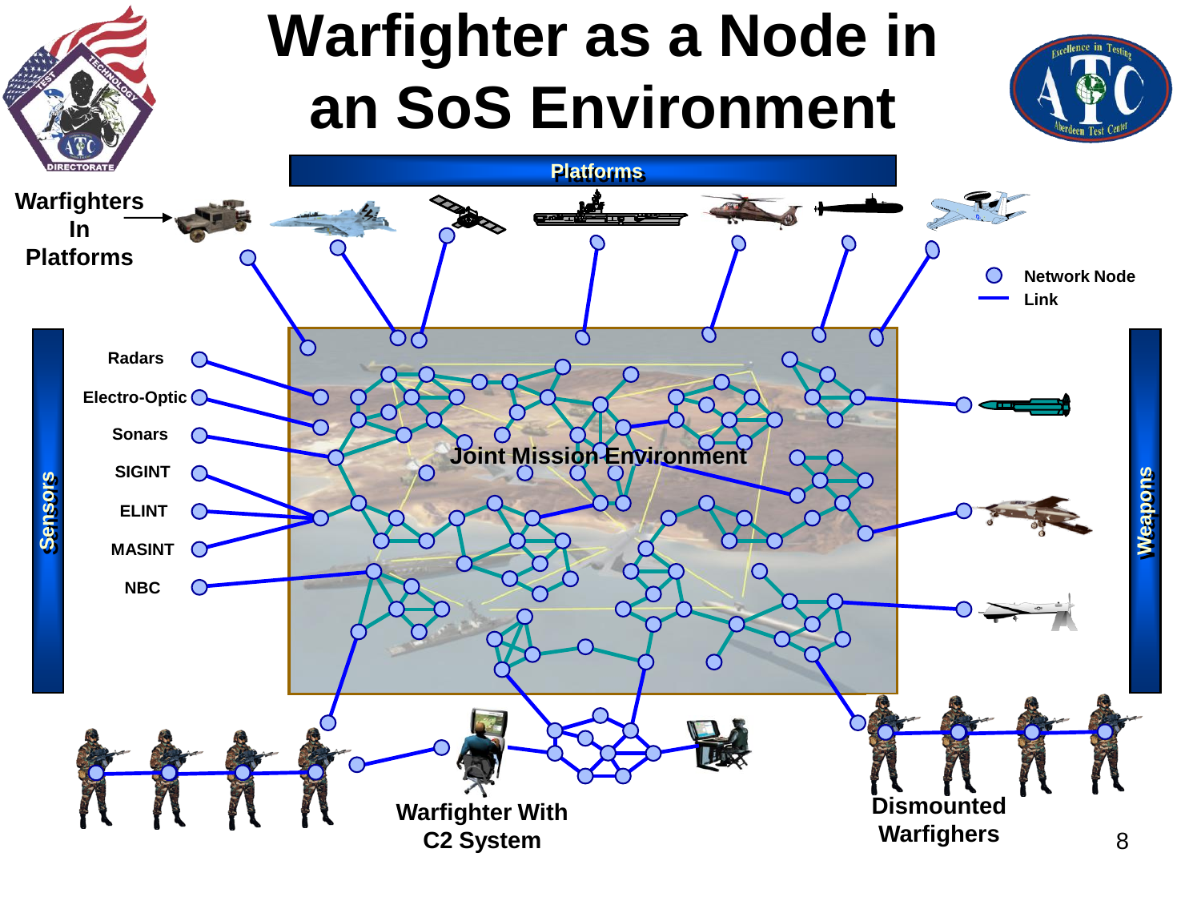# Warfighter as a Node in an SoS Environment

Platforms

Warfighters In Platforms

Network Node

Link

Sensors

- Radars
- Electro-Optic
- Sonars
- SIGINT
- ELINT
- MASINT
- NBC

Joint Mission Environment

Weapons

Warfighter With C2 System

Dismounted Warfighers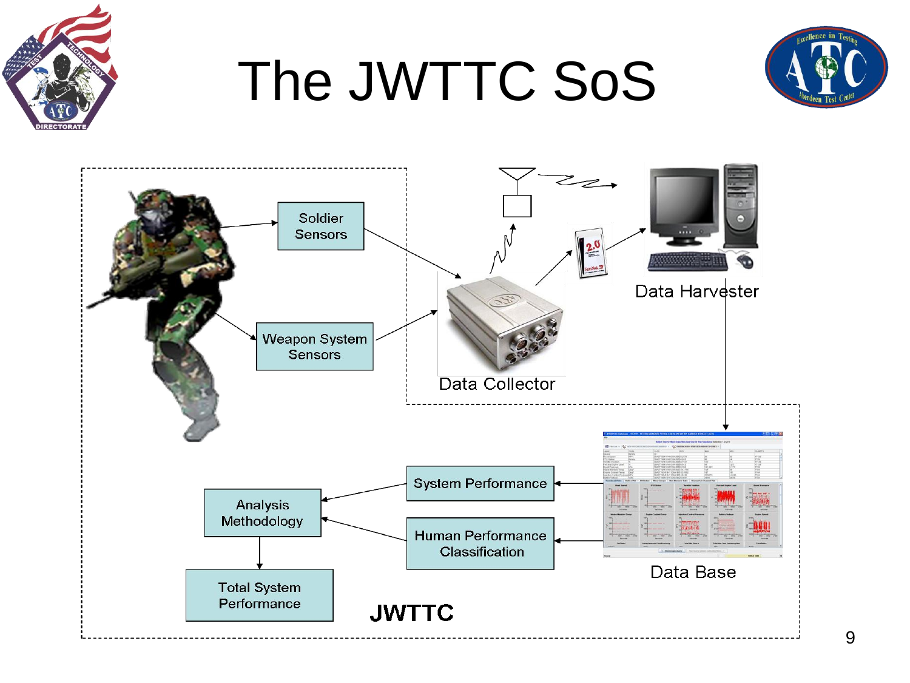# The JWTTC SoS

Soldier Sensors

Weapon System Sensors

Data Collector

Data Harvester

Data Base

System Performance

Human Performance Classification

Analysis Methodology

Total System Performance

JWTTC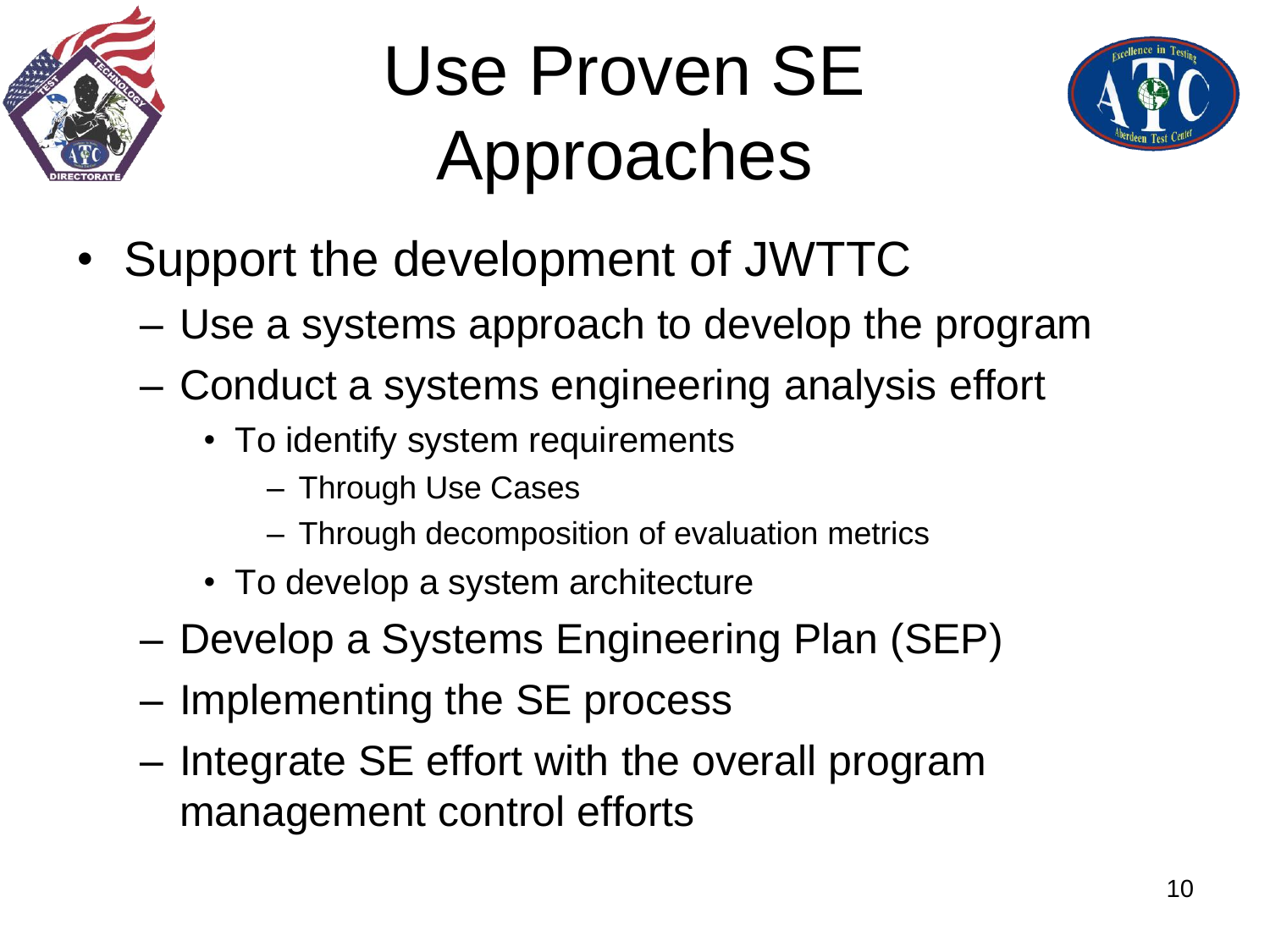# Use Proven SE Approaches

- Support the development of JWTTC
  - Use a systems approach to develop the program
  - Conduct a systems engineering analysis effort
    - To identify system requirements
      - Through Use Cases
      - Through decomposition of evaluation metrics
    - To develop a system architecture
  - Develop a Systems Engineering Plan (SEP)
  - Implementing the SE process
  - Integrate SE effort with the overall program management control efforts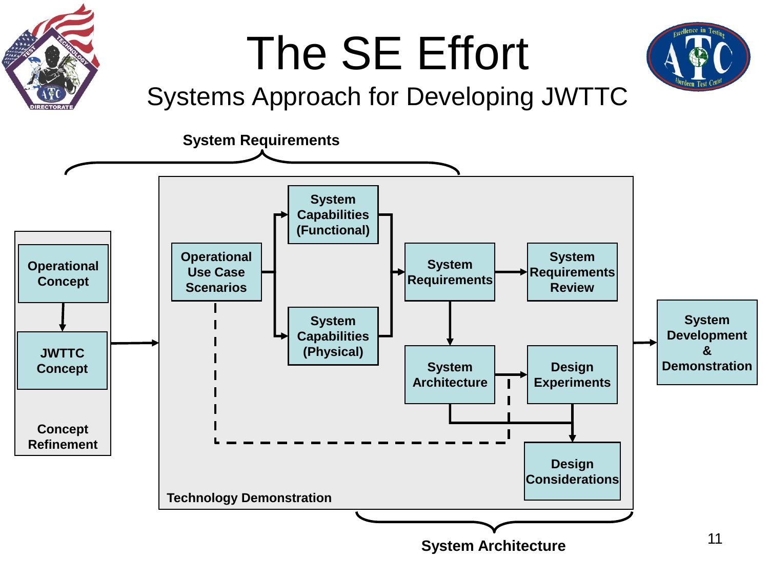# The SE Effort

## Systems Approach for Developing JWTTC

**System Requirements**

**Concept Refinement**
- Operational Concept
- JWTTC Concept

**Technology Demonstration**
- Operational Use Case Scenarios
- System Capabilities (Functional)
- System Capabilities (Physical)
- System Requirements
- System Requirements Review
- System Architecture
- Design Experiments
- Design Considerations

**System Development & Demonstration**

**System Architecture**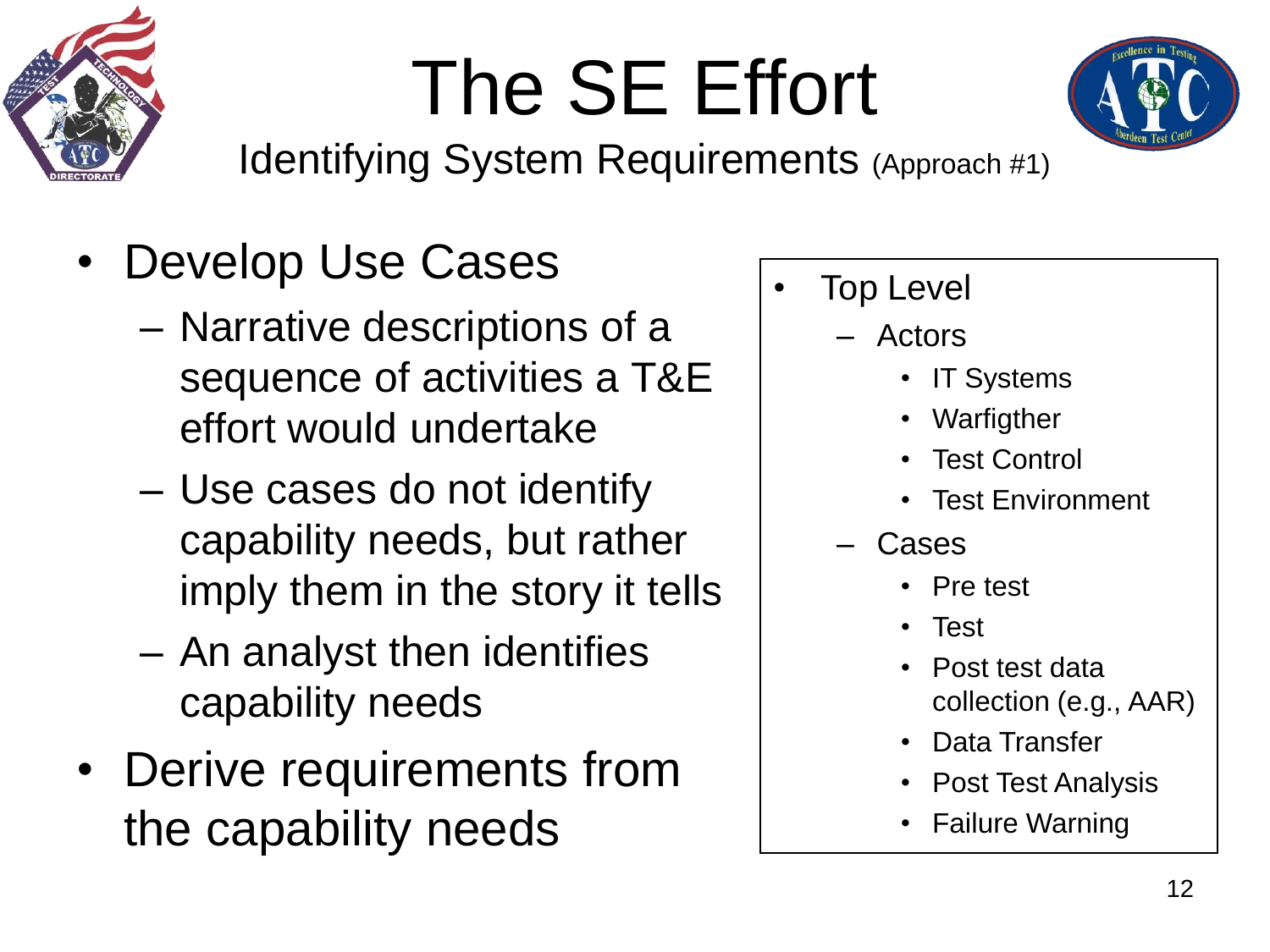# The SE Effort

## Identifying System Requirements (Approach #1)

- Develop Use Cases
  - Narrative descriptions of a sequence of activities a T&E effort would undertake
  - Use cases do not identify capability needs, but rather imply them in the story it tells
  - An analyst then identifies capability needs
- Derive requirements from the capability needs

---

- Top Level
  - Actors
    - IT Systems
    - Warfigther
    - Test Control
    - Test Environment
  - Cases
    - Pre test
    - Test
    - Post test data collection (e.g., AAR)
    - Data Transfer
    - Post Test Analysis
    - Failure Warning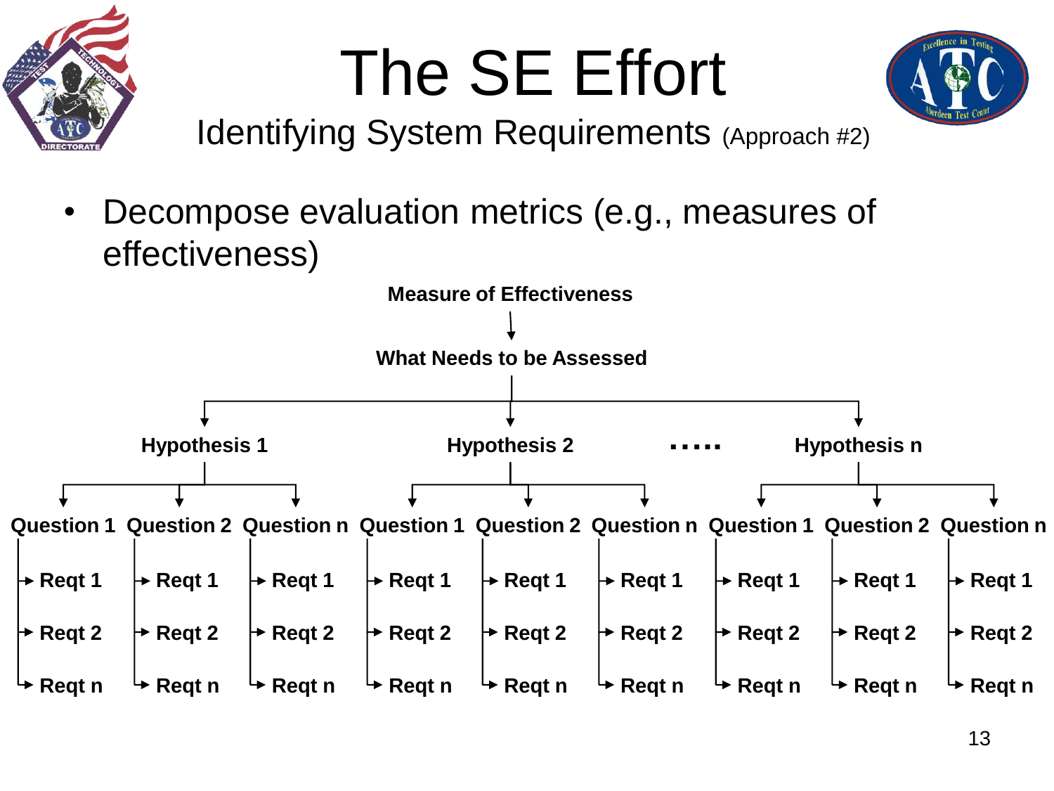# The SE Effort

## Identifying System Requirements (Approach #2)

- Decompose evaluation metrics (e.g., measures of effectiveness)

**Measure of Effectiveness**

↓

**What Needs to be Assessed**

- **Hypothesis 1**
  - **Question 1**
    - **Reqt 1**
    - **Reqt 2**
    - **Reqt n**
  - **Question 2**
    - **Reqt 1**
    - **Reqt 2**
    - **Reqt n**
  - **Question n**
    - **Reqt 1**
    - **Reqt 2**
    - **Reqt n**
- **Hypothesis 2**
  - **Question 1**
    - **Reqt 1**
    - **Reqt 2**
    - **Reqt n**
  - **Question 2**
    - **Reqt 1**
    - **Reqt 2**
    - **Reqt n**
  - **Question n**
    - **Reqt 1**
    - **Reqt 2**
    - **Reqt n**
- **.....**
- **Hypothesis n**
  - **Question 1**
    - **Reqt 1**
    - **Reqt 2**
    - **Reqt n**
  - **Question 2**
    - **Reqt 1**
    - **Reqt 2**
    - **Reqt n**
  - **Question n**
    - **Reqt 1**
    - **Reqt 2**
    - **Reqt n**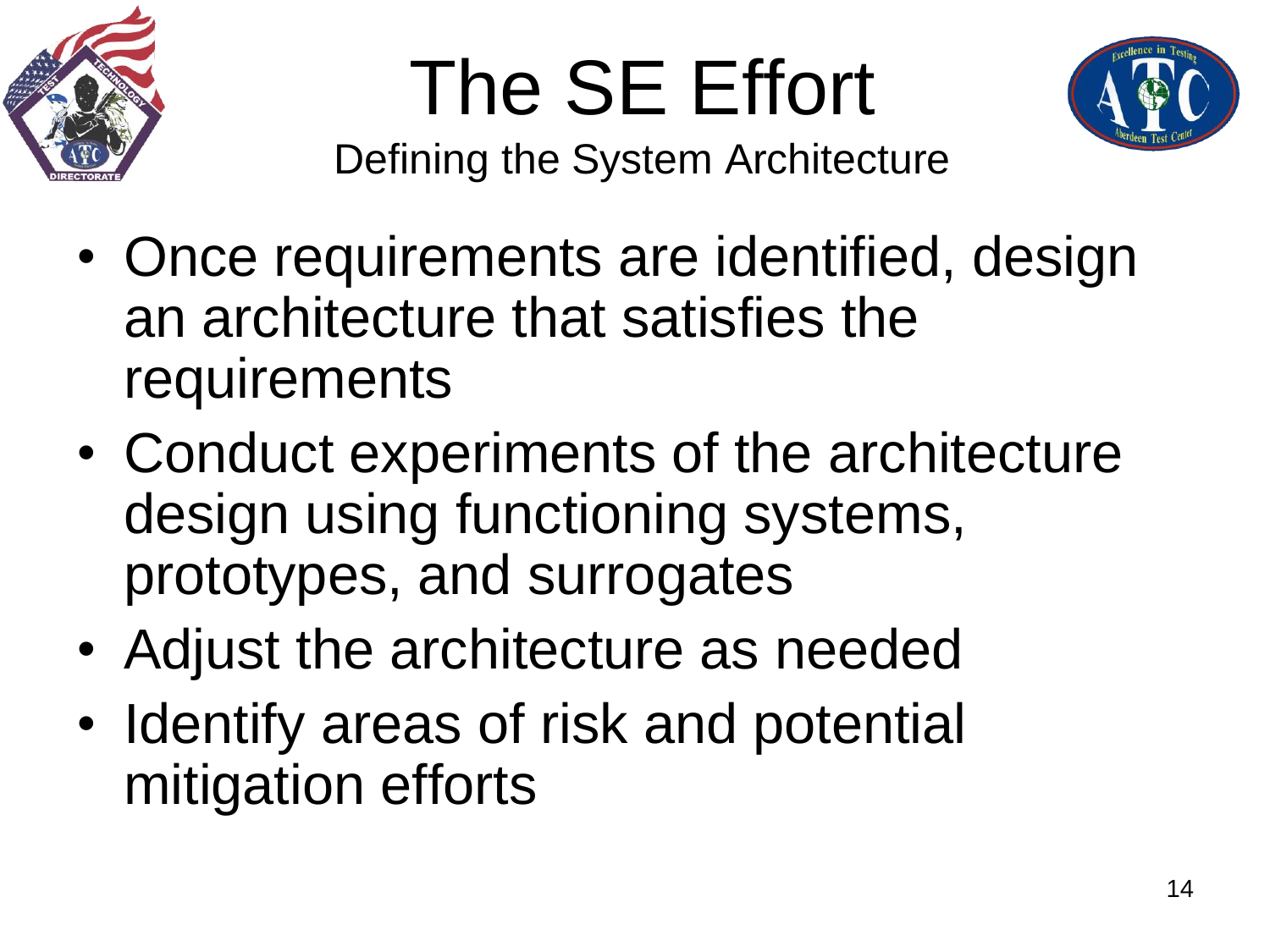# The SE Effort

## Defining the System Architecture

- Once requirements are identified, design an architecture that satisfies the requirements
- Conduct experiments of the architecture design using functioning systems, prototypes, and surrogates
- Adjust the architecture as needed
- Identify areas of risk and potential mitigation efforts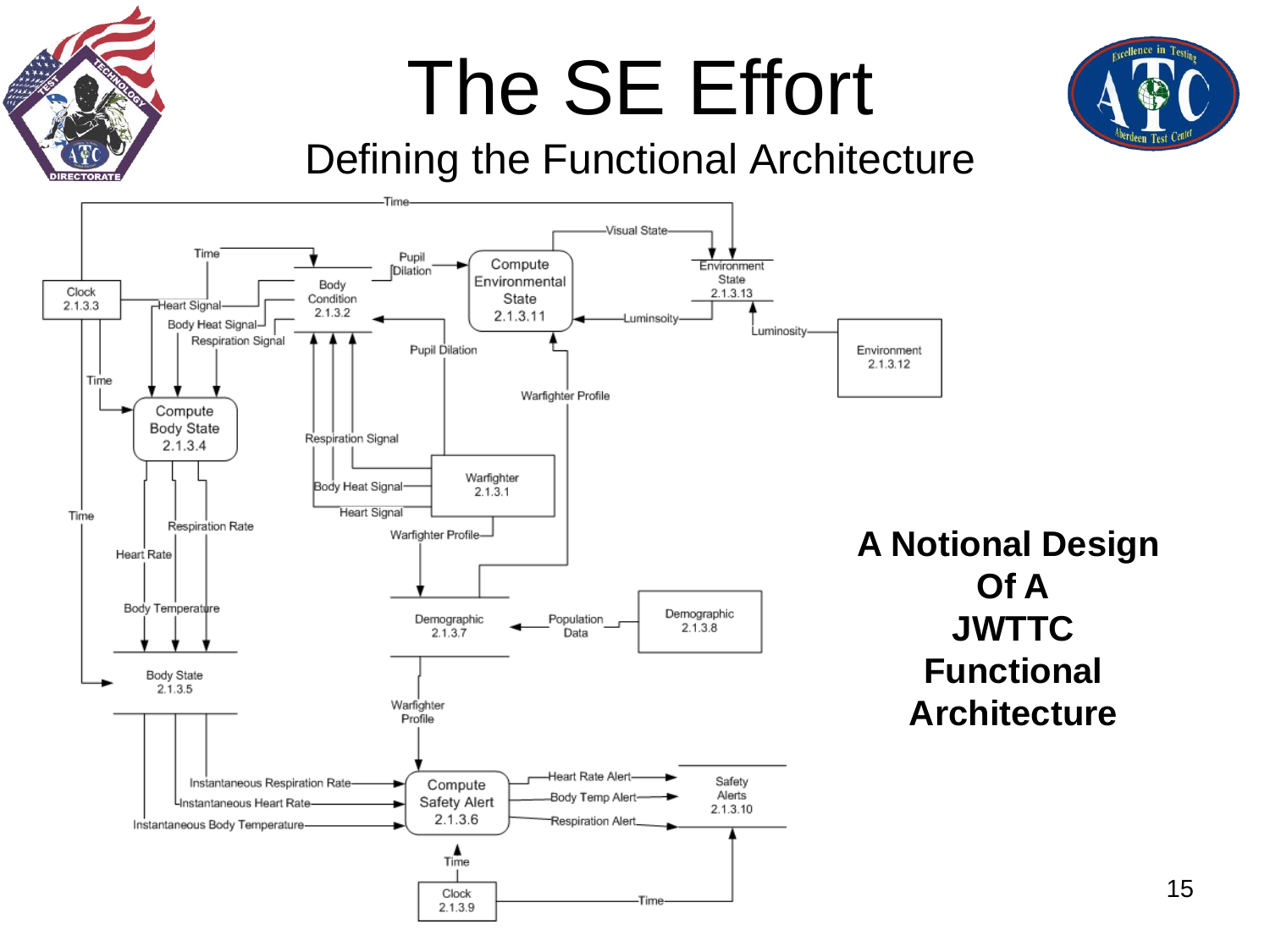# The SE Effort

## Defining the Functional Architecture

**A Notional Design Of A JWTTC Functional Architecture**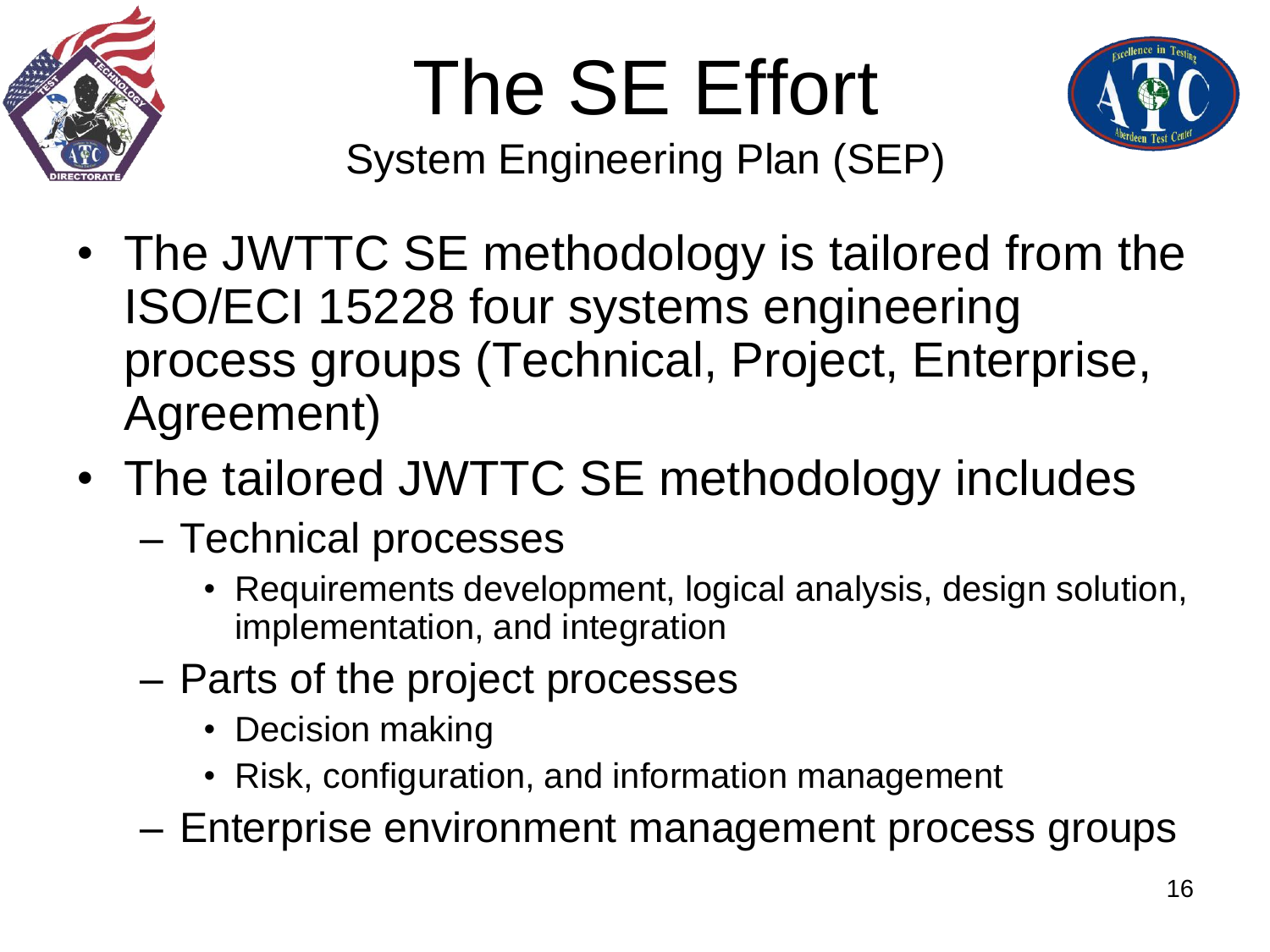# The SE Effort

## System Engineering Plan (SEP)

- The JWTTC SE methodology is tailored from the ISO/ECI 15228 four systems engineering process groups (Technical, Project, Enterprise, Agreement)
- The tailored JWTTC SE methodology includes
  - Technical processes
    - Requirements development, logical analysis, design solution, implementation, and integration
  - Parts of the project processes
    - Decision making
    - Risk, configuration, and information management
  - Enterprise environment management process groups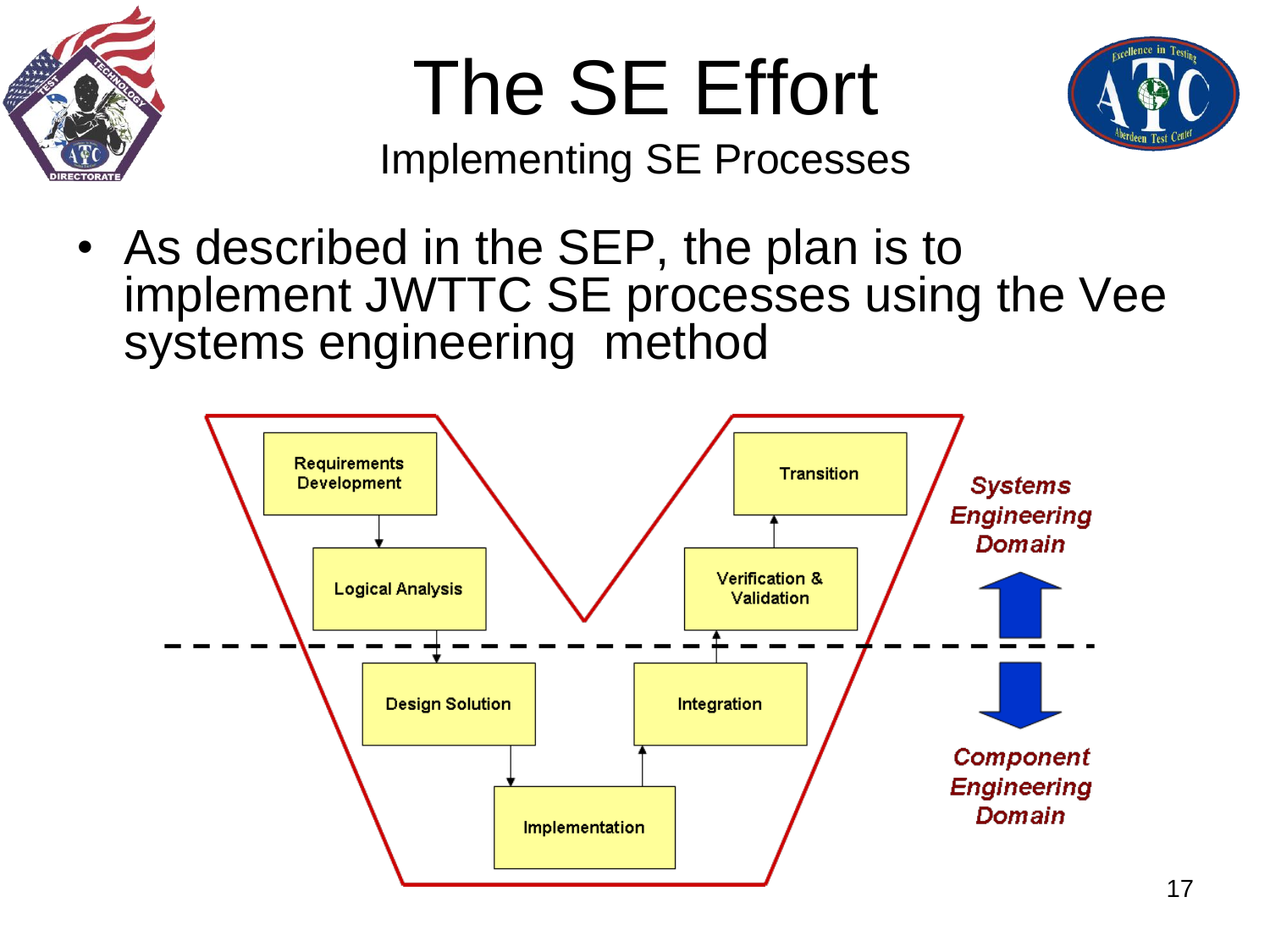# The SE Effort

## Implementing SE Processes

- As described in the SEP, the plan is to implement JWTTC SE processes using the Vee systems engineering method

Requirements Development

Logical Analysis

Design Solution

Implementation

Integration

Verification & Validation

Transition

*Systems Engineering Domain*

*Component Engineering Domain*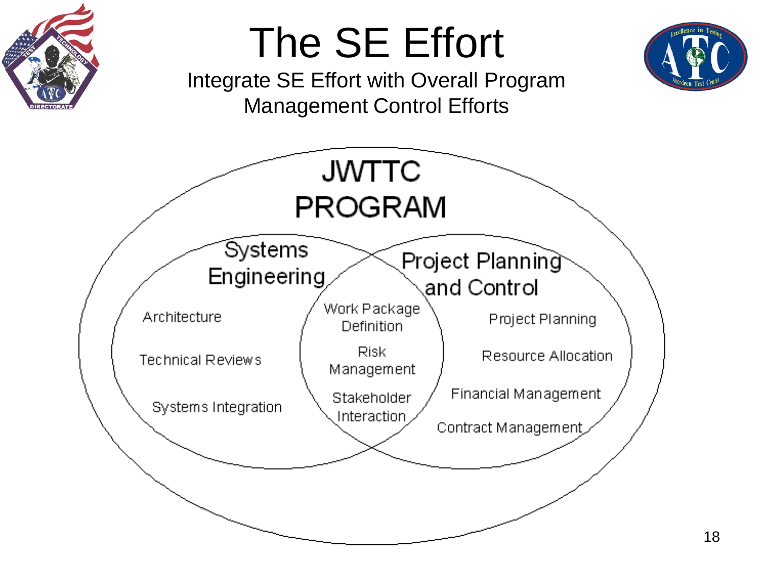# The SE Effort

Integrate SE Effort with Overall Program Management Control Efforts

JWTTC PROGRAM

**Systems Engineering**
- Architecture
- Technical Reviews
- Systems Integration

**Systems Engineering ∩ Project Planning and Control**
- Work Package Definition
- Risk Management
- Stakeholder Interaction

**Project Planning and Control**
- Project Planning
- Resource Allocation
- Financial Management
- Contract Management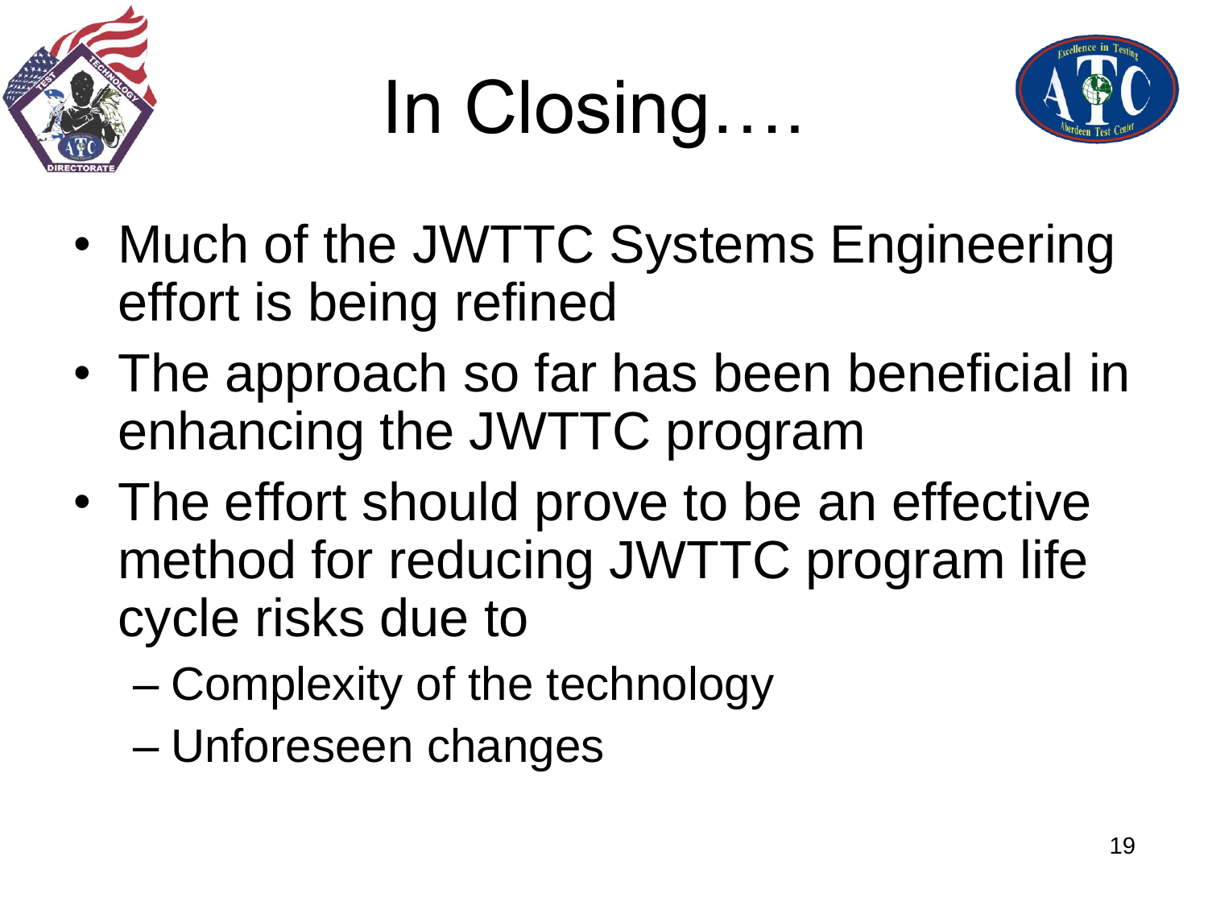# In Closing….

- Much of the JWTTC Systems Engineering effort is being refined
- The approach so far has been beneficial in enhancing the JWTTC program
- The effort should prove to be an effective method for reducing JWTTC program life cycle risks due to
  - Complexity of the technology
  - Unforeseen changes